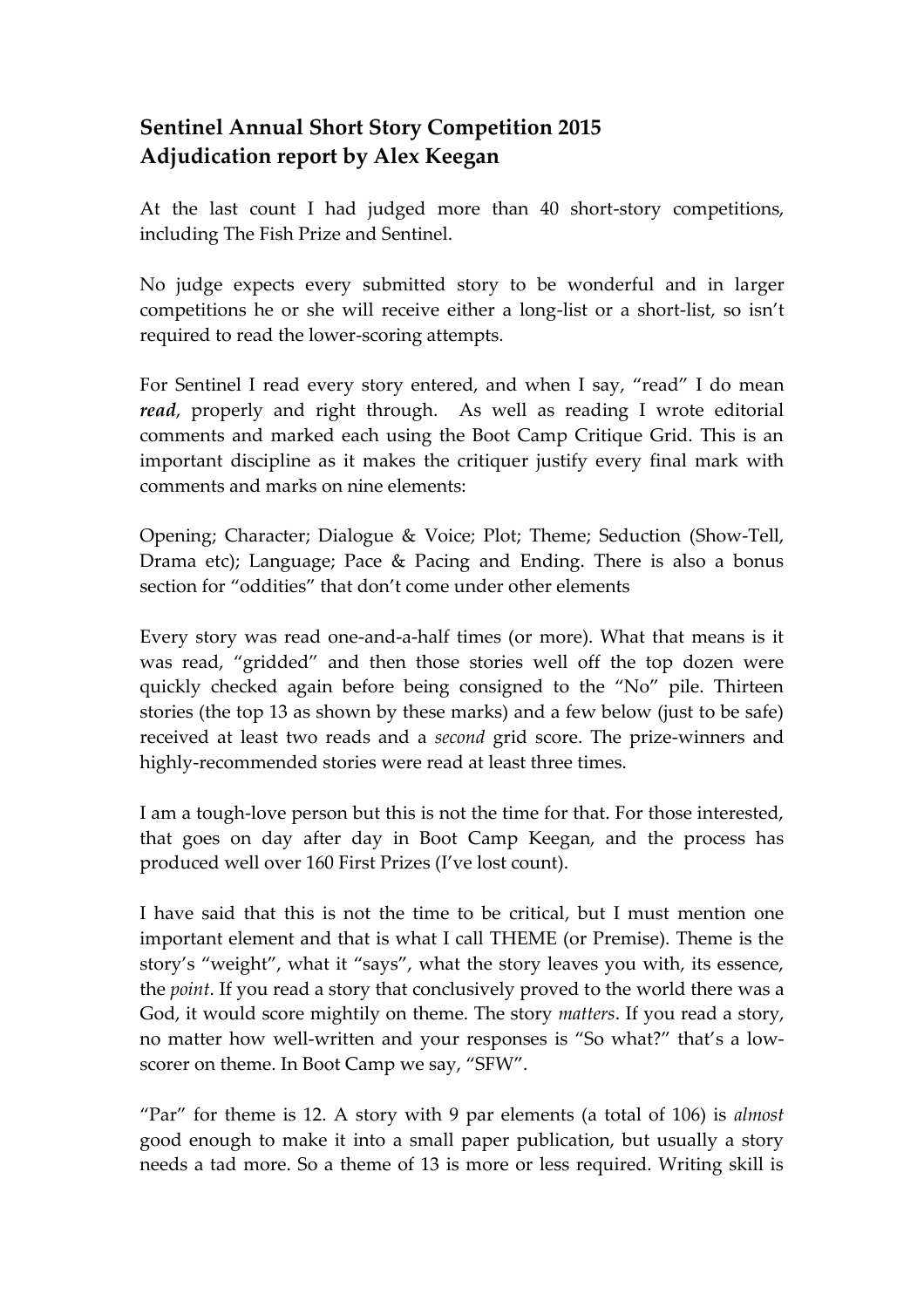**Sentinel Annual Short Story Competition 2015**
**Adjudication report by Alex Keegan**

At the last count I had judged more than 40 short-story competitions, including The Fish Prize and Sentinel.

No judge expects every submitted story to be wonderful and in larger competitions he or she will receive either a long-list or a short-list, so isn't required to read the lower-scoring attempts.

For Sentinel I read every story entered, and when I say, "read" I do mean ***read***, properly and right through. As well as reading I wrote editorial comments and marked each using the Boot Camp Critique Grid. This is an important discipline as it makes the critiquer justify every final mark with comments and marks on nine elements:

Opening; Character; Dialogue & Voice; Plot; Theme; Seduction (Show-Tell, Drama etc); Language; Pace & Pacing and Ending. There is also a bonus section for "oddities" that don't come under other elements

Every story was read one-and-a-half times (or more). What that means is it was read, "gridded" and then those stories well off the top dozen were quickly checked again before being consigned to the "No" pile. Thirteen stories (the top 13 as shown by these marks) and a few below (just to be safe) received at least two reads and a *second* grid score. The prize-winners and highly-recommended stories were read at least three times.

I am a tough-love person but this is not the time for that. For those interested, that goes on day after day in Boot Camp Keegan, and the process has produced well over 160 First Prizes (I've lost count).

I have said that this is not the time to be critical, but I must mention one important element and that is what I call THEME (or Premise). Theme is the story's "weight", what it "says", what the story leaves you with, its essence, the *point*. If you read a story that conclusively proved to the world there was a God, it would score mightily on theme. The story *matters*. If you read a story, no matter how well-written and your responses is "So what?" that's a low-scorer on theme. In Boot Camp we say, "SFW".

"Par" for theme is 12. A story with 9 par elements (a total of 106) is *almost* good enough to make it into a small paper publication, but usually a story needs a tad more. So a theme of 13 is more or less required. Writing skill is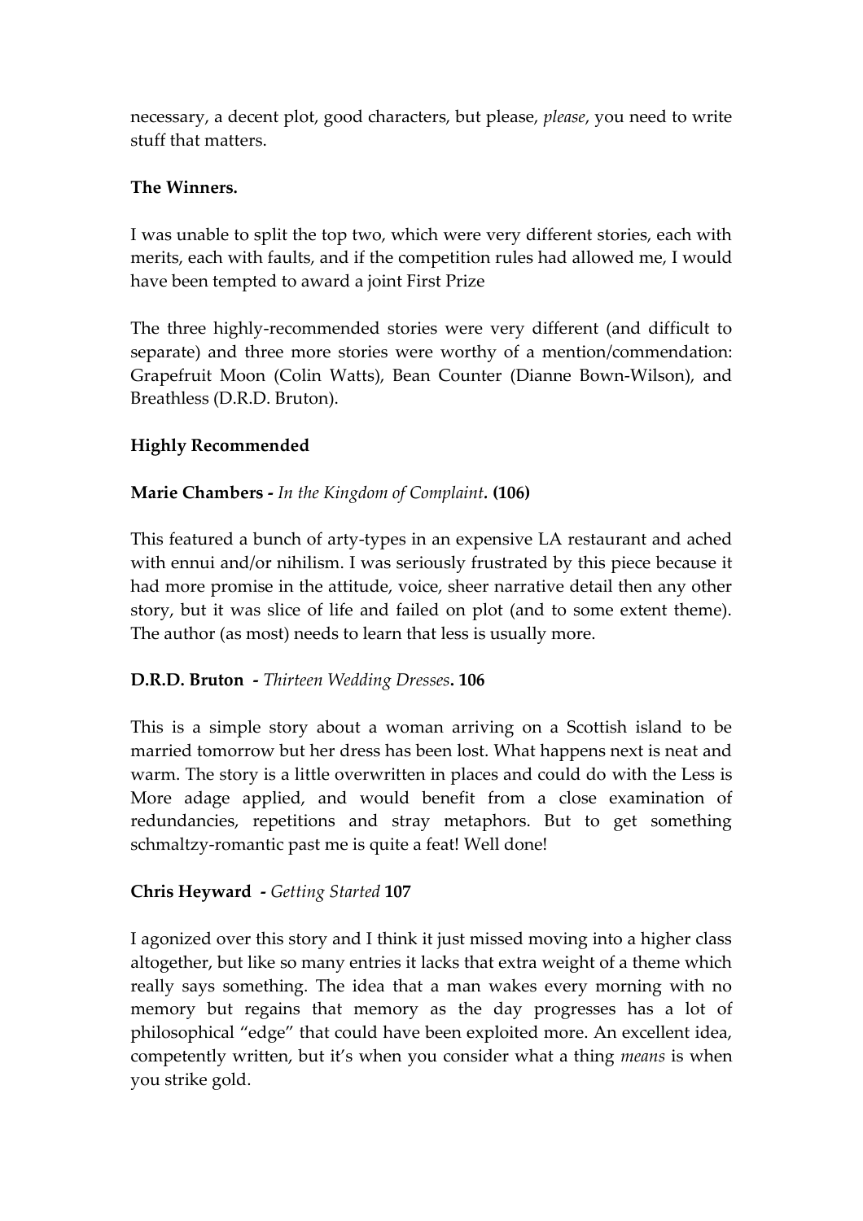necessary, a decent plot, good characters, but please, *please*, you need to write stuff that matters.

**The Winners.**

I was unable to split the top two, which were very different stories, each with merits, each with faults, and if the competition rules had allowed me, I would have been tempted to award a joint First Prize

The three highly-recommended stories were very different (and difficult to separate) and three more stories were worthy of a mention/commendation: Grapefruit Moon (Colin Watts), Bean Counter (Dianne Bown-Wilson), and Breathless (D.R.D. Bruton).

**Highly Recommended**

**Marie Chambers -** *In the Kingdom of Complaint***. (106)**

This featured a bunch of arty-types in an expensive LA restaurant and ached with ennui and/or nihilism. I was seriously frustrated by this piece because it had more promise in the attitude, voice, sheer narrative detail then any other story, but it was slice of life and failed on plot (and to some extent theme). The author (as most) needs to learn that less is usually more.

**D.R.D. Bruton -** *Thirteen Wedding Dresses***. 106**

This is a simple story about a woman arriving on a Scottish island to be married tomorrow but her dress has been lost. What happens next is neat and warm. The story is a little overwritten in places and could do with the Less is More adage applied, and would benefit from a close examination of redundancies, repetitions and stray metaphors. But to get something schmaltzy-romantic past me is quite a feat! Well done!

**Chris Heyward -** *Getting Started* **107**

I agonized over this story and I think it just missed moving into a higher class altogether, but like so many entries it lacks that extra weight of a theme which really says something. The idea that a man wakes every morning with no memory but regains that memory as the day progresses has a lot of philosophical "edge" that could have been exploited more. An excellent idea, competently written, but it's when you consider what a thing *means* is when you strike gold.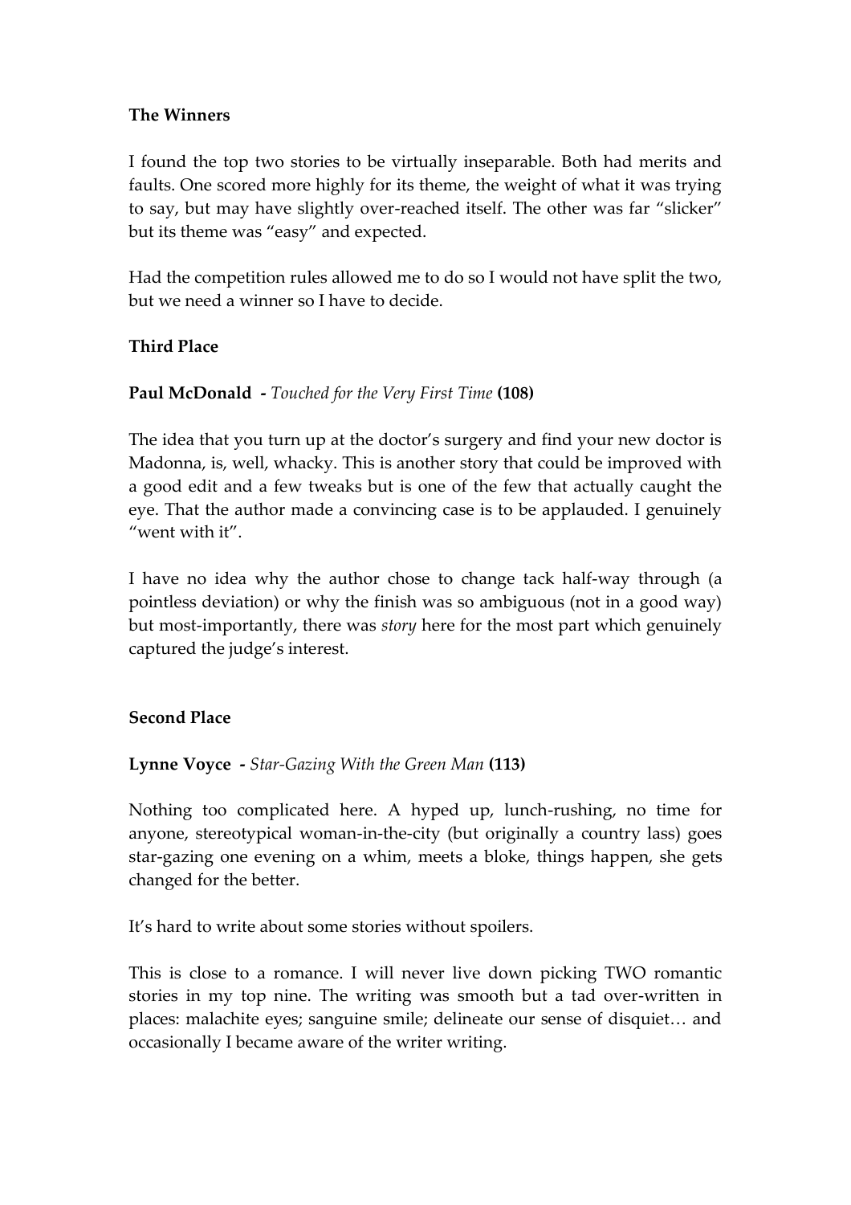**The Winners**

I found the top two stories to be virtually inseparable. Both had merits and faults. One scored more highly for its theme, the weight of what it was trying to say, but may have slightly over-reached itself. The other was far "slicker" but its theme was "easy" and expected.

Had the competition rules allowed me to do so I would not have split the two, but we need a winner so I have to decide.

**Third Place**

**Paul McDonald -** *Touched for the Very First Time* **(108)**

The idea that you turn up at the doctor's surgery and find your new doctor is Madonna, is, well, whacky. This is another story that could be improved with a good edit and a few tweaks but is one of the few that actually caught the eye. That the author made a convincing case is to be applauded. I genuinely "went with it".

I have no idea why the author chose to change tack half-way through (a pointless deviation) or why the finish was so ambiguous (not in a good way) but most-importantly, there was *story* here for the most part which genuinely captured the judge's interest.

**Second Place**

**Lynne Voyce -** *Star-Gazing With the Green Man* **(113)**

Nothing too complicated here. A hyped up, lunch-rushing, no time for anyone, stereotypical woman-in-the-city (but originally a country lass) goes star-gazing one evening on a whim, meets a bloke, things happen, she gets changed for the better.

It's hard to write about some stories without spoilers.

This is close to a romance. I will never live down picking TWO romantic stories in my top nine. The writing was smooth but a tad over-written in places: malachite eyes; sanguine smile; delineate our sense of disquiet… and occasionally I became aware of the writer writing.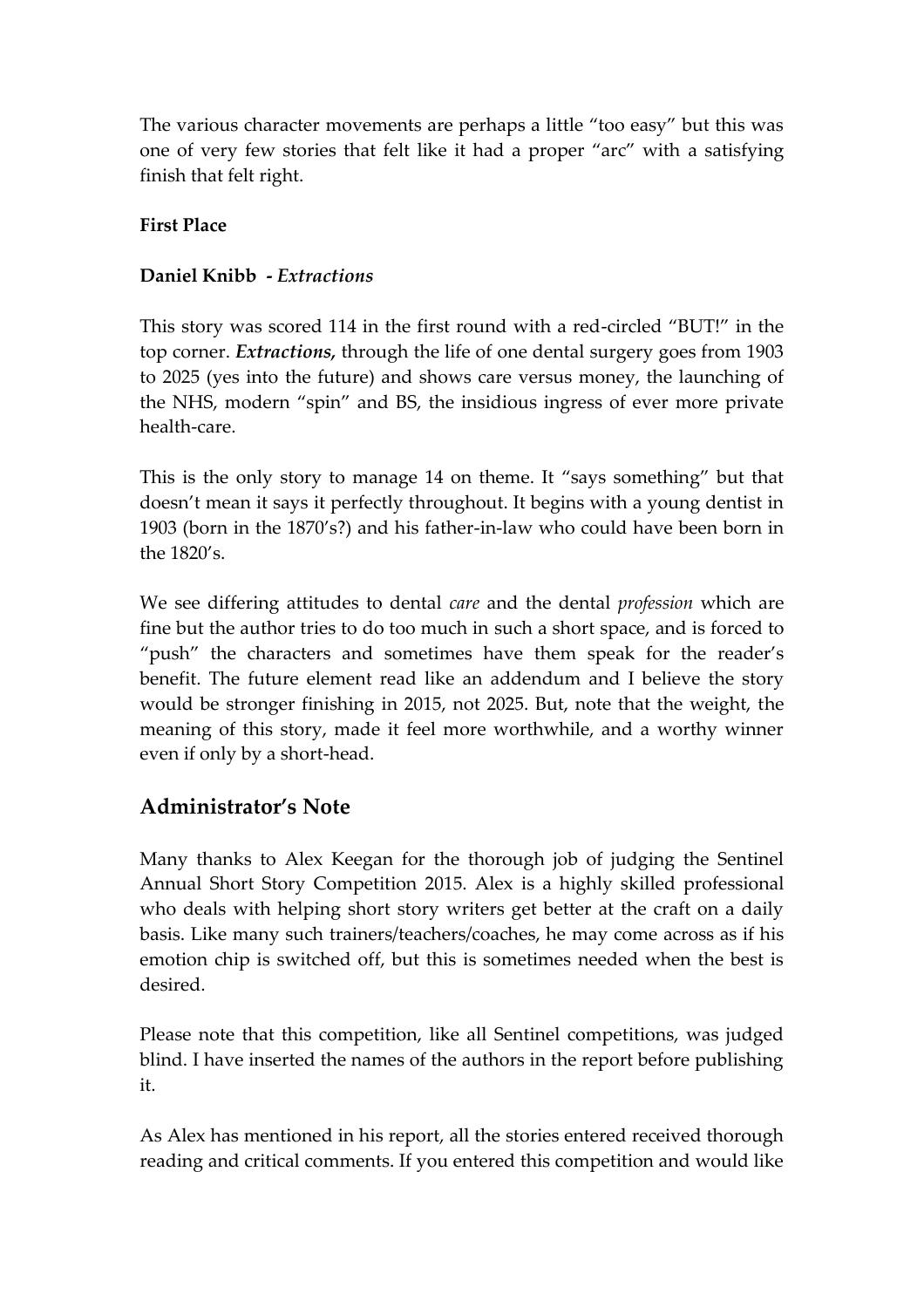The various character movements are perhaps a little "too easy" but this was one of very few stories that felt like it had a proper "arc" with a satisfying finish that felt right.

**First Place**

**Daniel Knibb - *Extractions***

This story was scored 114 in the first round with a red-circled "BUT!" in the top corner. ***Extractions,*** through the life of one dental surgery goes from 1903 to 2025 (yes into the future) and shows care versus money, the launching of the NHS, modern "spin" and BS, the insidious ingress of ever more private health-care.

This is the only story to manage 14 on theme. It "says something" but that doesn't mean it says it perfectly throughout. It begins with a young dentist in 1903 (born in the 1870's?) and his father-in-law who could have been born in the 1820's.

We see differing attitudes to dental *care* and the dental *profession* which are fine but the author tries to do too much in such a short space, and is forced to "push" the characters and sometimes have them speak for the reader's benefit. The future element read like an addendum and I believe the story would be stronger finishing in 2015, not 2025. But, note that the weight, the meaning of this story, made it feel more worthwhile, and a worthy winner even if only by a short-head.

## Administrator's Note

Many thanks to Alex Keegan for the thorough job of judging the Sentinel Annual Short Story Competition 2015. Alex is a highly skilled professional who deals with helping short story writers get better at the craft on a daily basis. Like many such trainers/teachers/coaches, he may come across as if his emotion chip is switched off, but this is sometimes needed when the best is desired.

Please note that this competition, like all Sentinel competitions, was judged blind. I have inserted the names of the authors in the report before publishing it.

As Alex has mentioned in his report, all the stories entered received thorough reading and critical comments. If you entered this competition and would like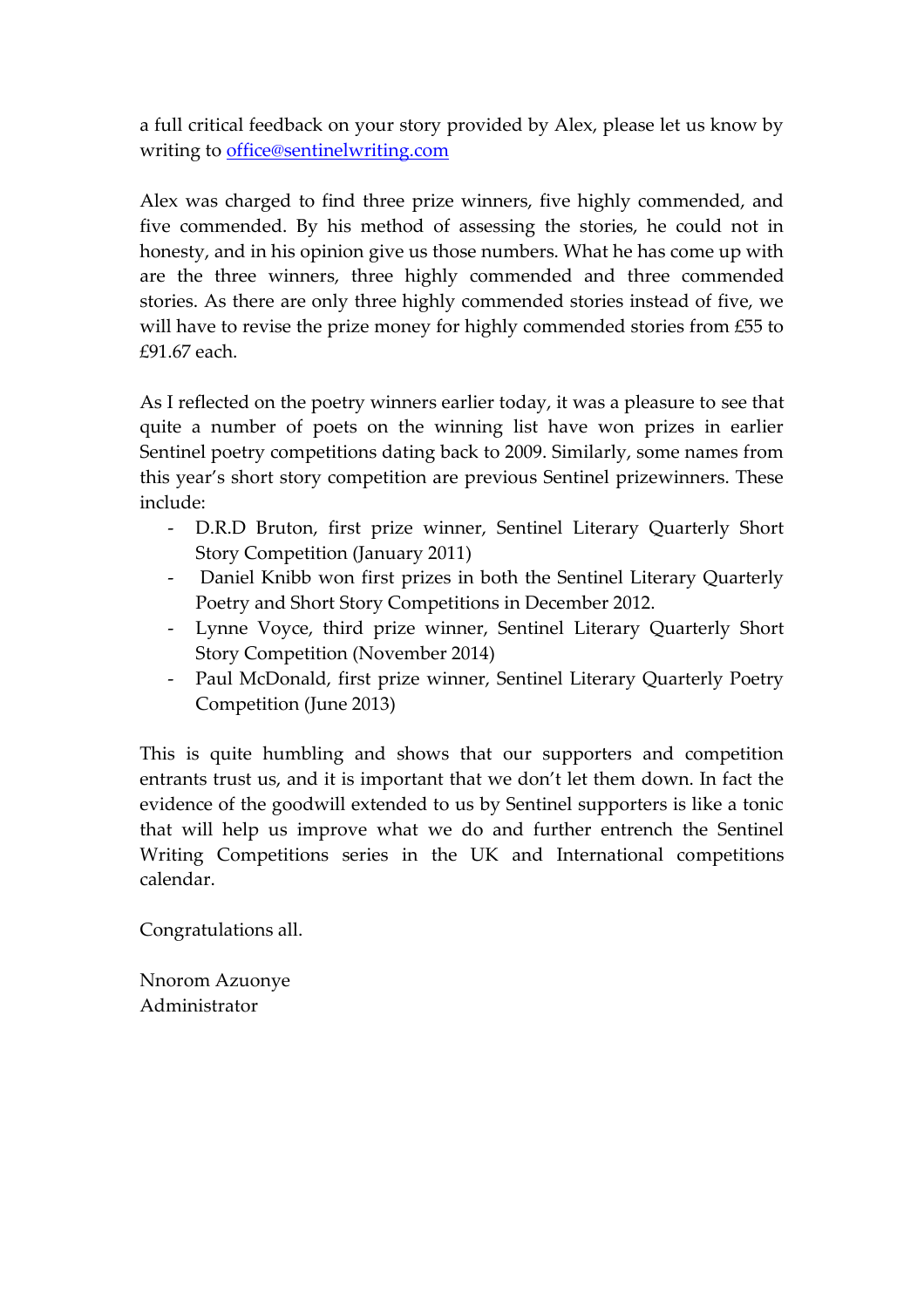a full critical feedback on your story provided by Alex, please let us know by writing to office@sentinelwriting.com

Alex was charged to find three prize winners, five highly commended, and five commended. By his method of assessing the stories, he could not in honesty, and in his opinion give us those numbers. What he has come up with are the three winners, three highly commended and three commended stories. As there are only three highly commended stories instead of five, we will have to revise the prize money for highly commended stories from £55 to £91.67 each.

As I reflected on the poetry winners earlier today, it was a pleasure to see that quite a number of poets on the winning list have won prizes in earlier Sentinel poetry competitions dating back to 2009. Similarly, some names from this year's short story competition are previous Sentinel prizewinners. These include:

- D.R.D Bruton, first prize winner, Sentinel Literary Quarterly Short Story Competition (January 2011)
- Daniel Knibb won first prizes in both the Sentinel Literary Quarterly Poetry and Short Story Competitions in December 2012.
- Lynne Voyce, third prize winner, Sentinel Literary Quarterly Short Story Competition (November 2014)
- Paul McDonald, first prize winner, Sentinel Literary Quarterly Poetry Competition (June 2013)

This is quite humbling and shows that our supporters and competition entrants trust us, and it is important that we don't let them down. In fact the evidence of the goodwill extended to us by Sentinel supporters is like a tonic that will help us improve what we do and further entrench the Sentinel Writing Competitions series in the UK and International competitions calendar.

Congratulations all.

Nnorom Azuonye
Administrator